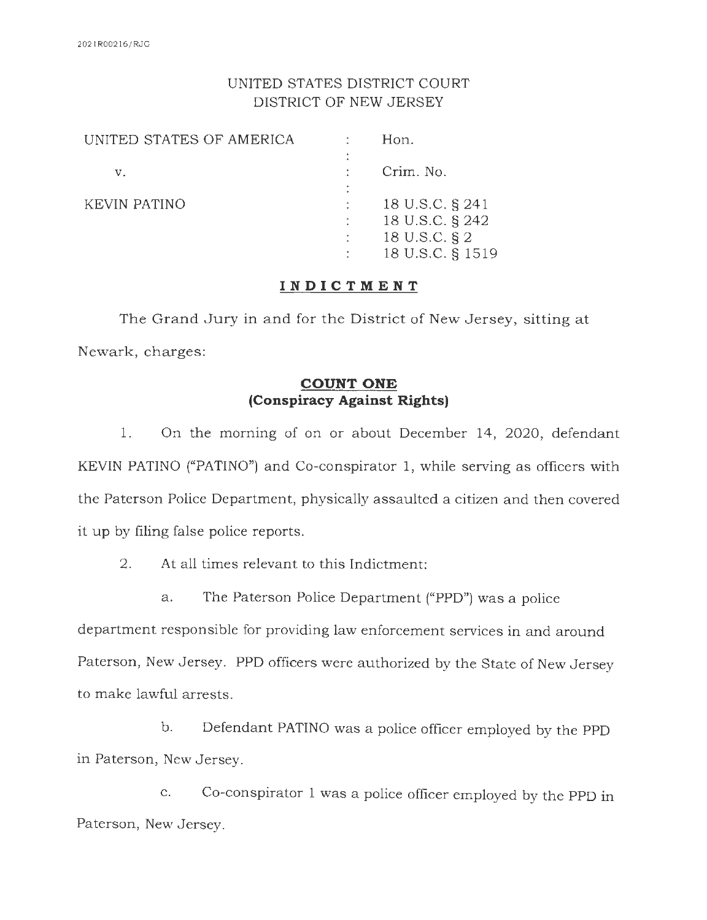2021R00216/RJC

UNITED STATES DISTRICT COURT
DISTRICT OF NEW JERSEY

| | | |
|---|---|---|
| UNITED STATES OF AMERICA | : | Hon. |
| | : | |
| v. | : | Crim. No. |
| | : | |
| KEVIN PATINO | : | 18 U.S.C. § 241 |
| | : | 18 U.S.C. § 242 |
| | : | 18 U.S.C. § 2 |
| | : | 18 U.S.C. § 1519 |

## INDICTMENT

The Grand Jury in and for the District of New Jersey, sitting at Newark, charges:

### COUNT ONE
### (Conspiracy Against Rights)

1. On the morning of on or about December 14, 2020, defendant KEVIN PATINO ("PATINO") and Co-conspirator 1, while serving as officers with the Paterson Police Department, physically assaulted a citizen and then covered it up by filing false police reports.

2. At all times relevant to this Indictment:

a. The Paterson Police Department ("PPD") was a police department responsible for providing law enforcement services in and around Paterson, New Jersey. PPD officers were authorized by the State of New Jersey to make lawful arrests.

b. Defendant PATINO was a police officer employed by the PPD in Paterson, New Jersey.

c. Co-conspirator 1 was a police officer employed by the PPD in Paterson, New Jersey.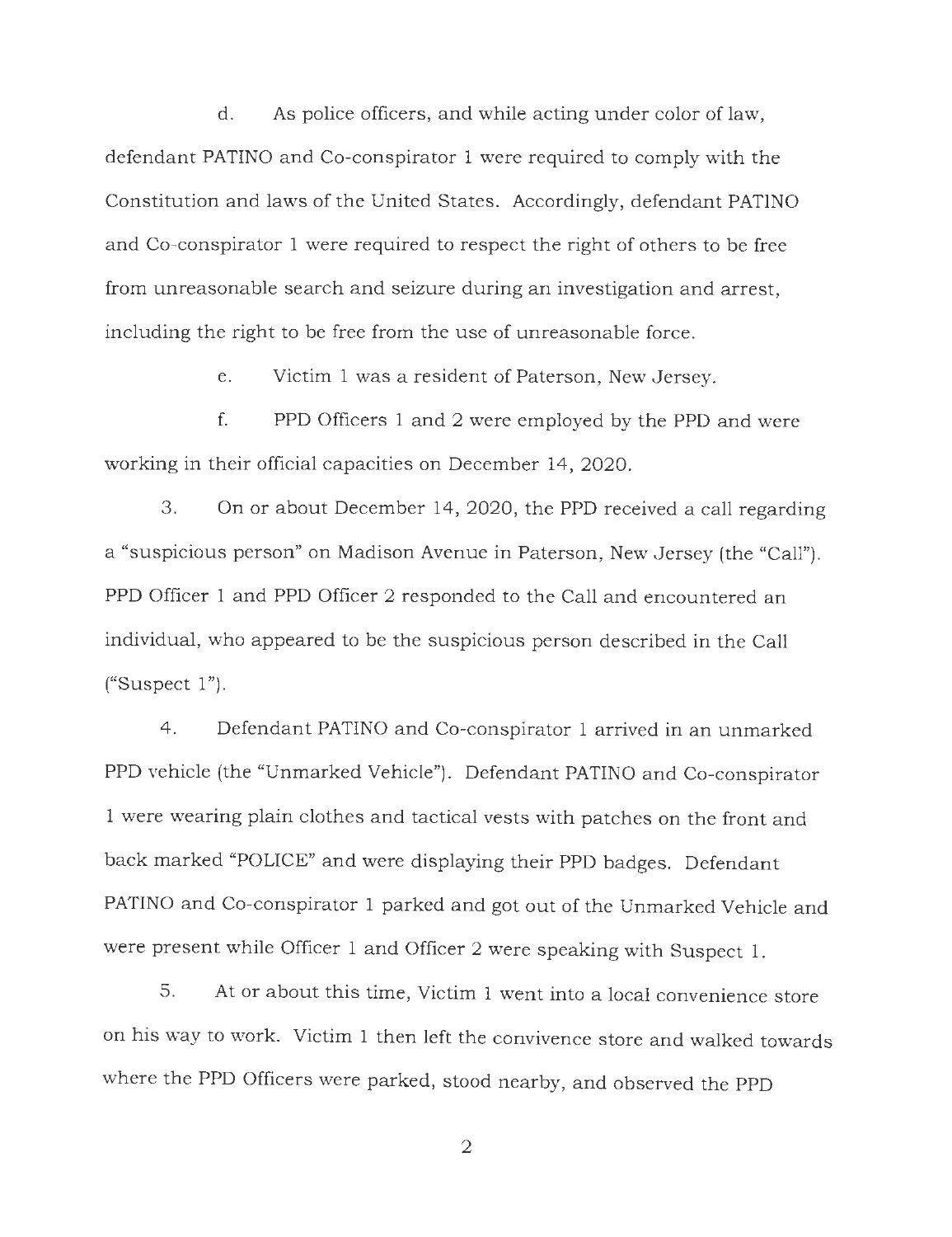d. As police officers, and while acting under color of law, defendant PATINO and Co-conspirator 1 were required to comply with the Constitution and laws of the United States. Accordingly, defendant PATINO and Co-conspirator 1 were required to respect the right of others to be free from unreasonable search and seizure during an investigation and arrest, including the right to be free from the use of unreasonable force.

e. Victim 1 was a resident of Paterson, New Jersey.

f. PPD Officers 1 and 2 were employed by the PPD and were working in their official capacities on December 14, 2020.

3. On or about December 14, 2020, the PPD received a call regarding a "suspicious person" on Madison Avenue in Paterson, New Jersey (the "Call"). PPD Officer 1 and PPD Officer 2 responded to the Call and encountered an individual, who appeared to be the suspicious person described in the Call ("Suspect 1").

4. Defendant PATINO and Co-conspirator 1 arrived in an unmarked PPD vehicle (the "Unmarked Vehicle"). Defendant PATINO and Co-conspirator 1 were wearing plain clothes and tactical vests with patches on the front and back marked "POLICE" and were displaying their PPD badges. Defendant PATINO and Co-conspirator 1 parked and got out of the Unmarked Vehicle and were present while Officer 1 and Officer 2 were speaking with Suspect 1.

5. At or about this time, Victim 1 went into a local convenience store on his way to work. Victim 1 then left the convivence store and walked towards where the PPD Officers were parked, stood nearby, and observed the PPD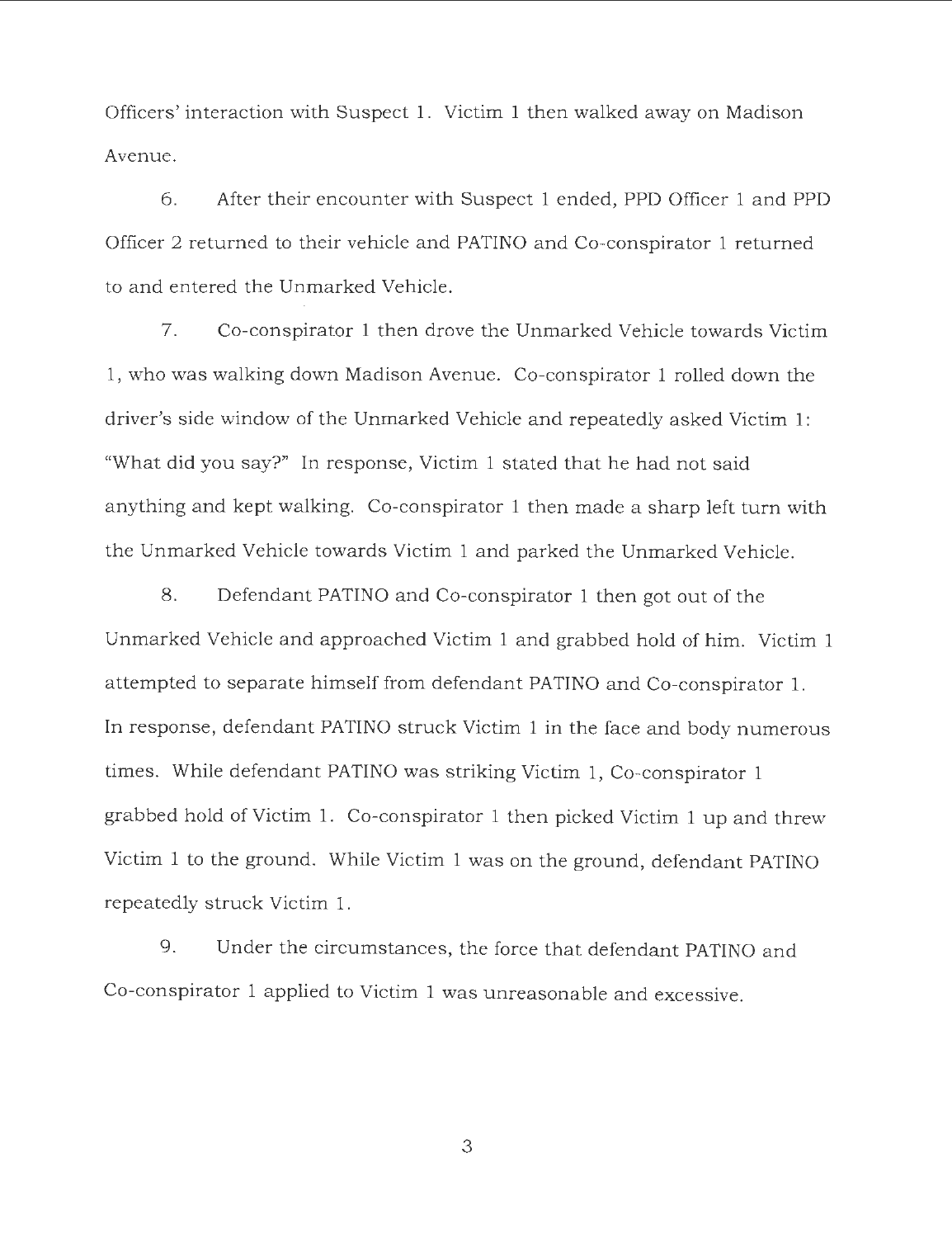Officers' interaction with Suspect 1. Victim 1 then walked away on Madison Avenue.

6. After their encounter with Suspect 1 ended, PPD Officer 1 and PPD Officer 2 returned to their vehicle and PATINO and Co-conspirator 1 returned to and entered the Unmarked Vehicle.

7. Co-conspirator 1 then drove the Unmarked Vehicle towards Victim 1, who was walking down Madison Avenue. Co-conspirator 1 rolled down the driver's side window of the Unmarked Vehicle and repeatedly asked Victim 1: "What did you say?" In response, Victim 1 stated that he had not said anything and kept walking. Co-conspirator 1 then made a sharp left turn with the Unmarked Vehicle towards Victim 1 and parked the Unmarked Vehicle.

8. Defendant PATINO and Co-conspirator 1 then got out of the Unmarked Vehicle and approached Victim 1 and grabbed hold of him. Victim 1 attempted to separate himself from defendant PATINO and Co-conspirator 1. In response, defendant PATINO struck Victim 1 in the face and body numerous times. While defendant PATINO was striking Victim 1, Co-conspirator 1 grabbed hold of Victim 1. Co-conspirator 1 then picked Victim 1 up and threw Victim 1 to the ground. While Victim 1 was on the ground, defendant PATINO repeatedly struck Victim 1.

9. Under the circumstances, the force that defendant PATINO and Co-conspirator 1 applied to Victim 1 was unreasonable and excessive.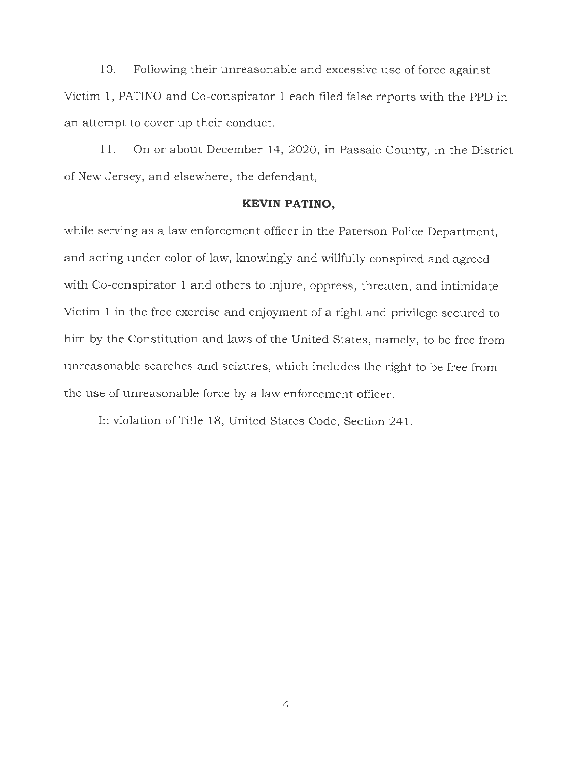10. Following their unreasonable and excessive use of force against Victim 1, PATINO and Co-conspirator 1 each filed false reports with the PPD in an attempt to cover up their conduct.

11. On or about December 14, 2020, in Passaic County, in the District of New Jersey, and elsewhere, the defendant,

**KEVIN PATINO,**

while serving as a law enforcement officer in the Paterson Police Department, and acting under color of law, knowingly and willfully conspired and agreed with Co-conspirator 1 and others to injure, oppress, threaten, and intimidate Victim 1 in the free exercise and enjoyment of a right and privilege secured to him by the Constitution and laws of the United States, namely, to be free from unreasonable searches and seizures, which includes the right to be free from the use of unreasonable force by a law enforcement officer.

In violation of Title 18, United States Code, Section 241.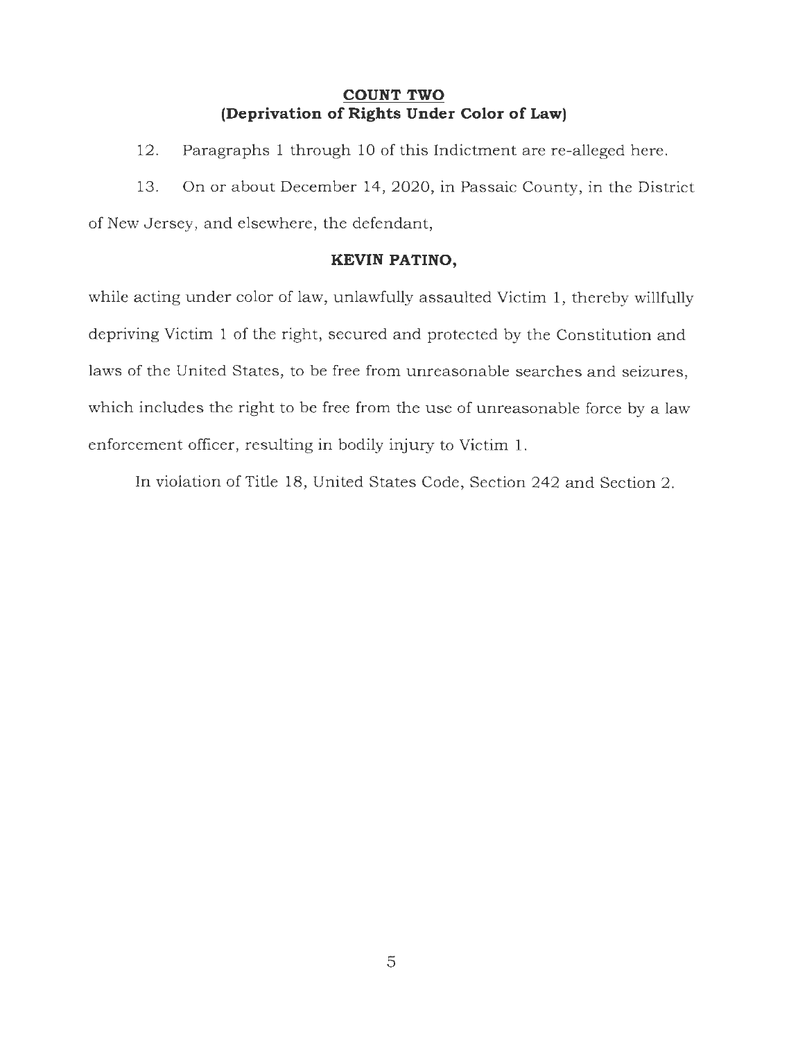## COUNT TWO
### (Deprivation of Rights Under Color of Law)

12. Paragraphs 1 through 10 of this Indictment are re-alleged here.

13. On or about December 14, 2020, in Passaic County, in the District of New Jersey, and elsewhere, the defendant,

**KEVIN PATINO,**

while acting under color of law, unlawfully assaulted Victim 1, thereby willfully depriving Victim 1 of the right, secured and protected by the Constitution and laws of the United States, to be free from unreasonable searches and seizures, which includes the right to be free from the use of unreasonable force by a law enforcement officer, resulting in bodily injury to Victim 1.

In violation of Title 18, United States Code, Section 242 and Section 2.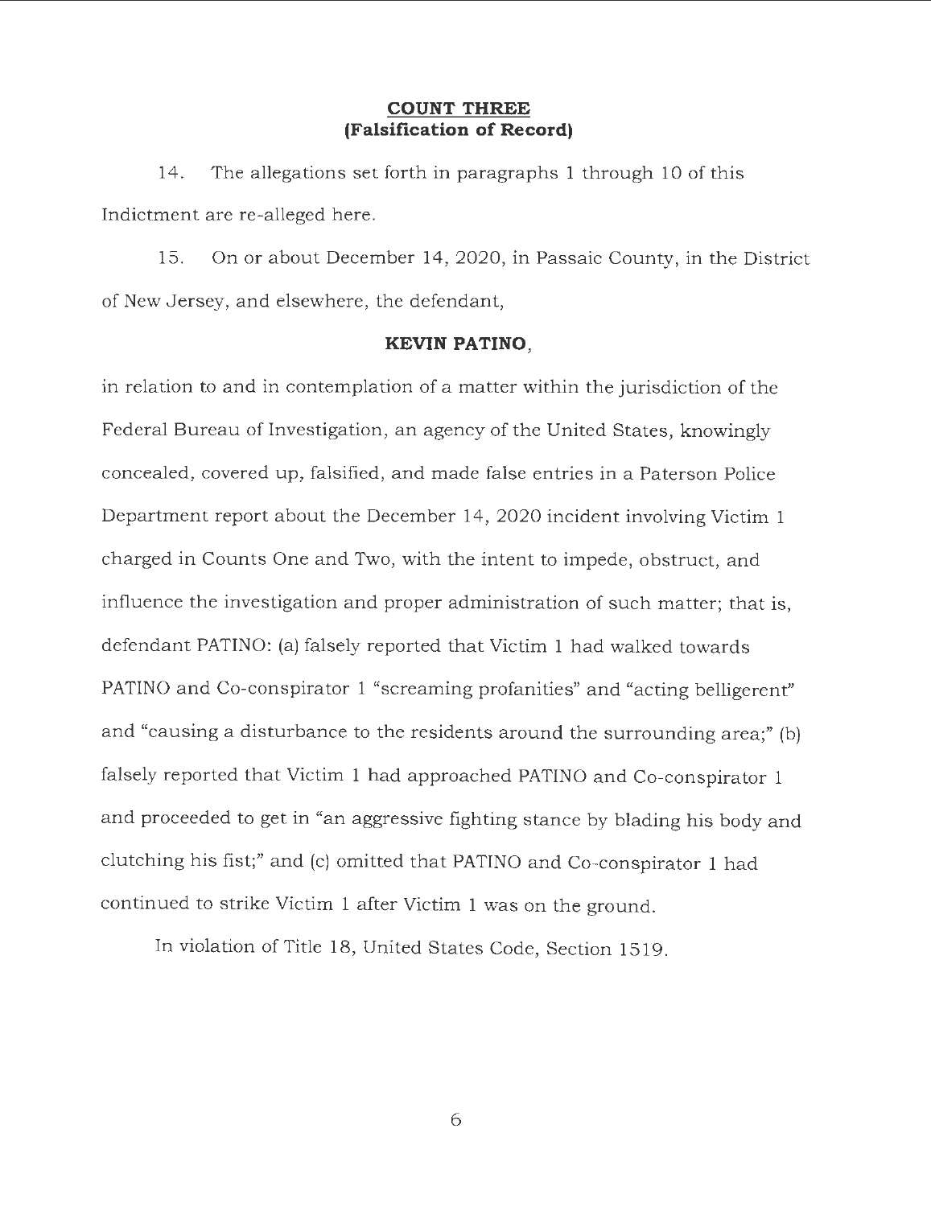## COUNT THREE
## (Falsification of Record)

14. The allegations set forth in paragraphs 1 through 10 of this Indictment are re-alleged here.

15. On or about December 14, 2020, in Passaic County, in the District of New Jersey, and elsewhere, the defendant,

**KEVIN PATINO,**

in relation to and in contemplation of a matter within the jurisdiction of the Federal Bureau of Investigation, an agency of the United States, knowingly concealed, covered up, falsified, and made false entries in a Paterson Police Department report about the December 14, 2020 incident involving Victim 1 charged in Counts One and Two, with the intent to impede, obstruct, and influence the investigation and proper administration of such matter; that is, defendant PATINO: (a) falsely reported that Victim 1 had walked towards PATINO and Co-conspirator 1 "screaming profanities" and "acting belligerent" and "causing a disturbance to the residents around the surrounding area;" (b) falsely reported that Victim 1 had approached PATINO and Co-conspirator 1 and proceeded to get in "an aggressive fighting stance by blading his body and clutching his fist;" and (c) omitted that PATINO and Co-conspirator 1 had continued to strike Victim 1 after Victim 1 was on the ground.

In violation of Title 18, United States Code, Section 1519.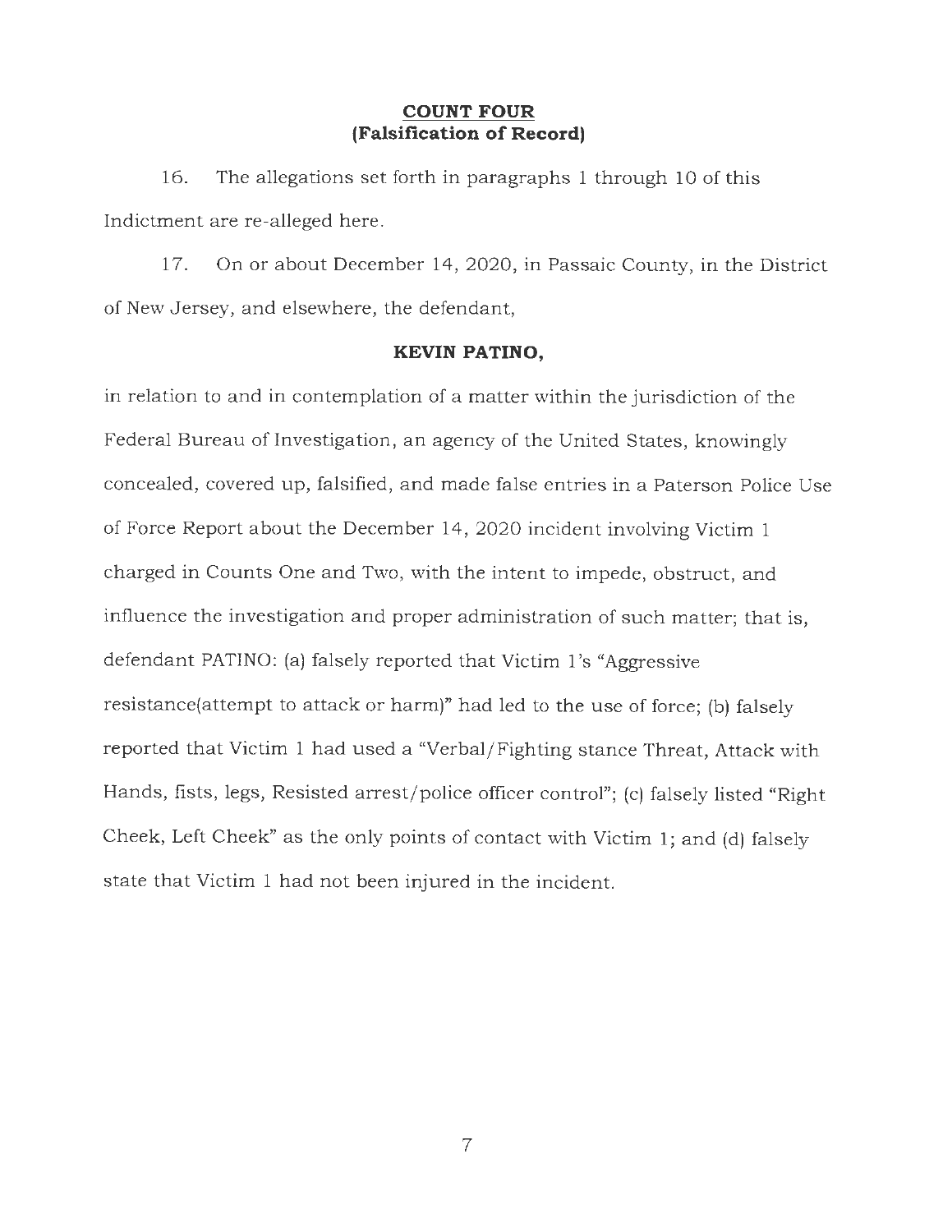## COUNT FOUR
### (Falsification of Record)

16. The allegations set forth in paragraphs 1 through 10 of this Indictment are re-alleged here.

17. On or about December 14, 2020, in Passaic County, in the District of New Jersey, and elsewhere, the defendant,

**KEVIN PATINO,**

in relation to and in contemplation of a matter within the jurisdiction of the Federal Bureau of Investigation, an agency of the United States, knowingly concealed, covered up, falsified, and made false entries in a Paterson Police Use of Force Report about the December 14, 2020 incident involving Victim 1 charged in Counts One and Two, with the intent to impede, obstruct, and influence the investigation and proper administration of such matter; that is, defendant PATINO: (a) falsely reported that Victim 1's "Aggressive resistance(attempt to attack or harm)" had led to the use of force; (b) falsely reported that Victim 1 had used a "Verbal/Fighting stance Threat, Attack with Hands, fists, legs, Resisted arrest/police officer control"; (c) falsely listed "Right Cheek, Left Cheek" as the only points of contact with Victim 1; and (d) falsely state that Victim 1 had not been injured in the incident.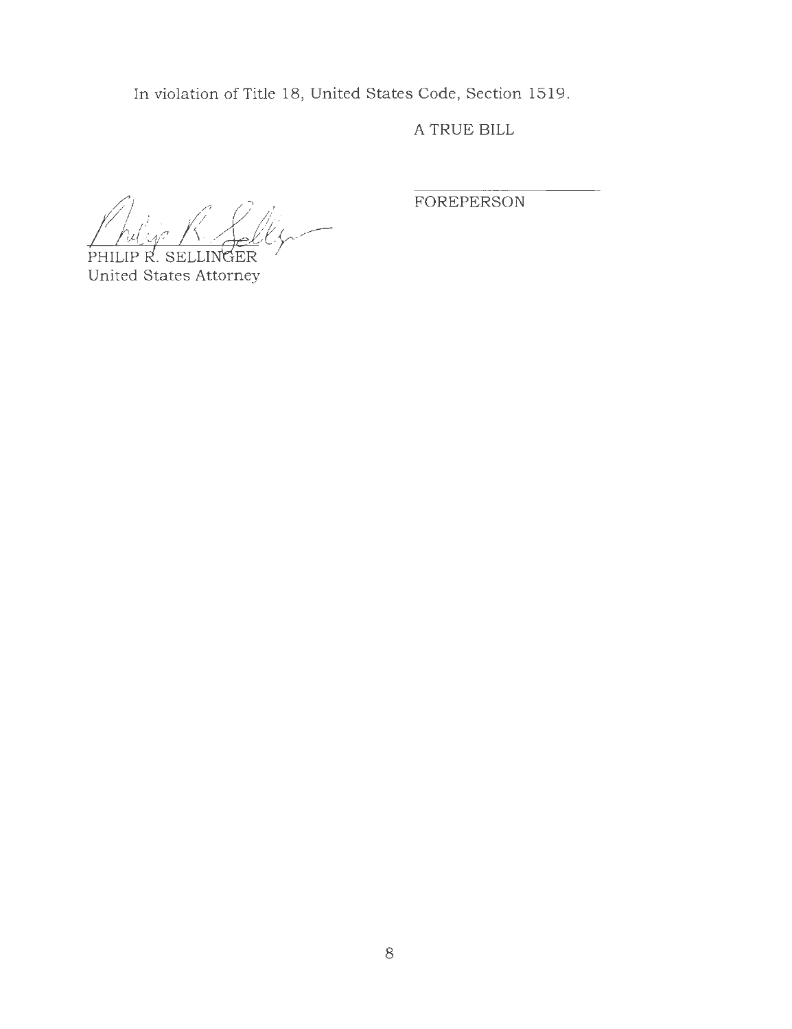In violation of Title 18, United States Code, Section 1519.

A TRUE BILL

FOREPERSON

PHILIP R. SELLINGER
United States Attorney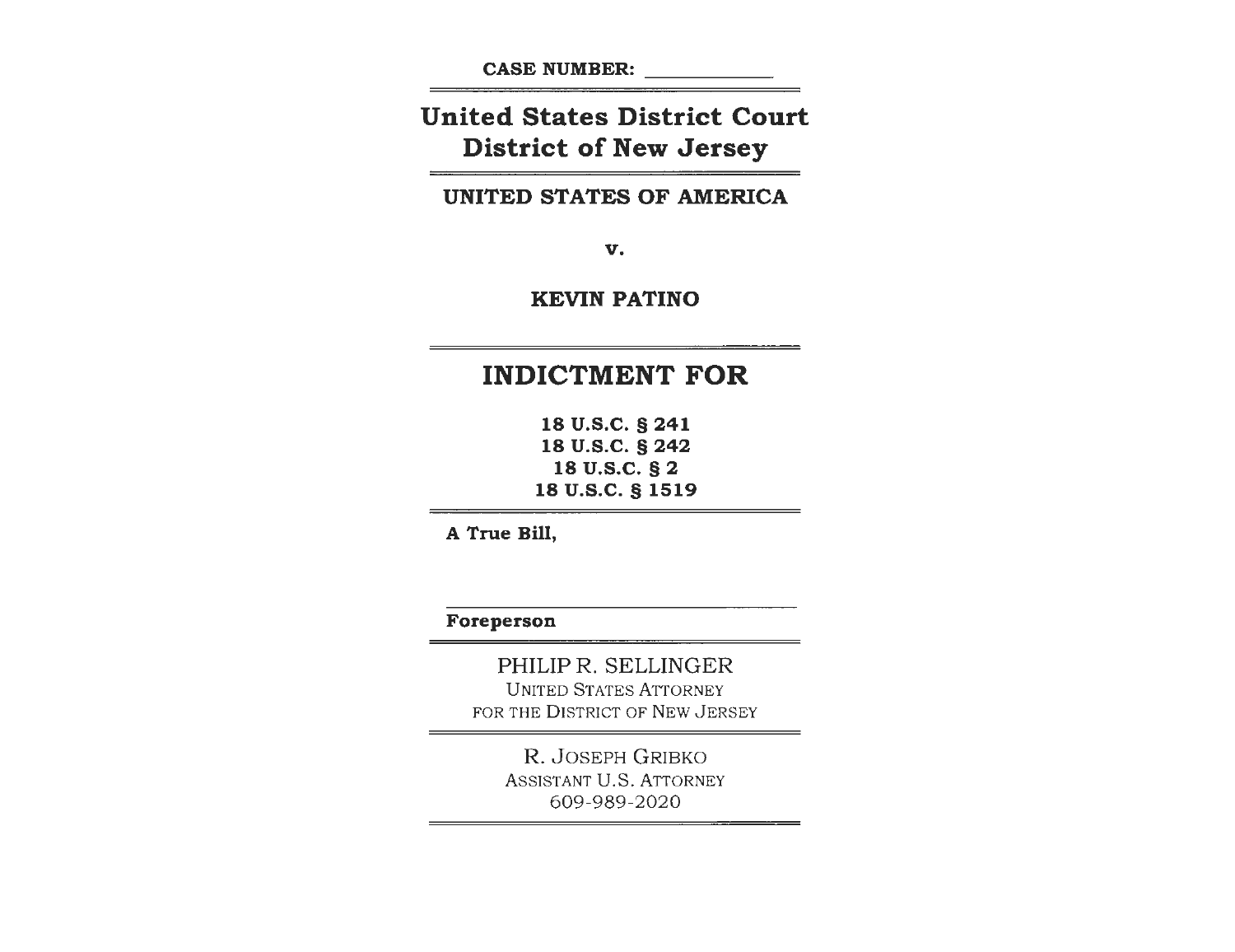CASE NUMBER: ____________

# United States District Court
# District of New Jersey

**UNITED STATES OF AMERICA**

**v.**

**KEVIN PATINO**

## INDICTMENT FOR

**18 U.S.C. § 241**
**18 U.S.C. § 242**
**18 U.S.C. § 2**
**18 U.S.C. § 1519**

**A True Bill,**

______________________________

**Foreperson**

PHILIP R. SELLINGER
UNITED STATES ATTORNEY
FOR THE DISTRICT OF NEW JERSEY

R. JOSEPH GRIBKO
ASSISTANT U.S. ATTORNEY
609-989-2020